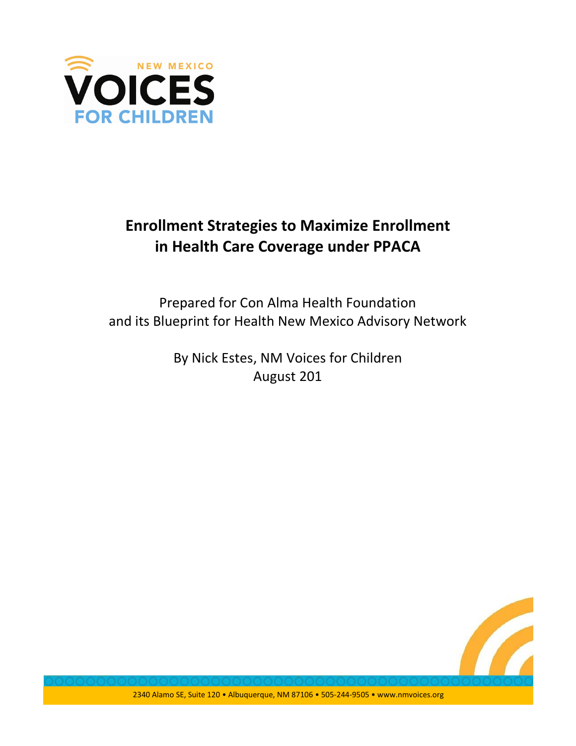NEW MEXICO

VOICES

FOR CHILDREN

# Enrollment Strategies to Maximize Enrollment in Health Care Coverage under PPACA

Prepared for Con Alma Health Foundation
and its Blueprint for Health New Mexico Advisory Network

By Nick Estes, NM Voices for Children
August 201

2340 Alamo SE, Suite 120 • Albuquerque, NM 87106 • 505-244-9505 • www.nmvoices.org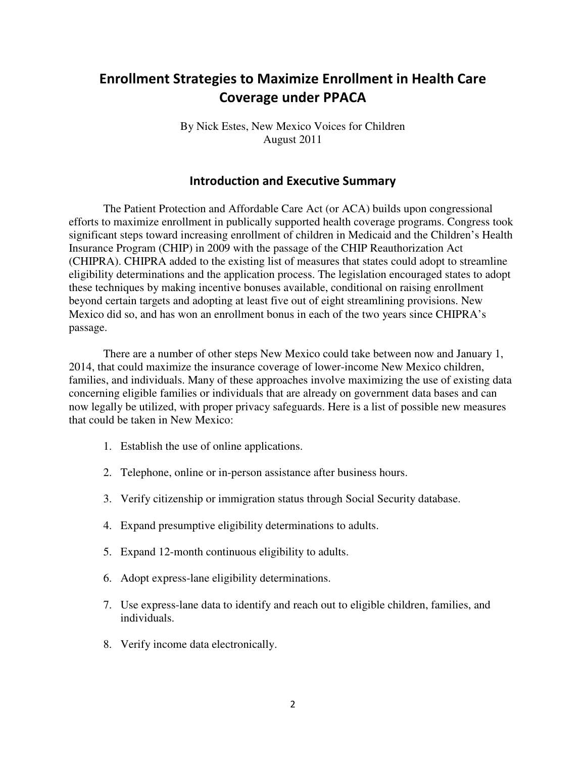# Enrollment Strategies to Maximize Enrollment in Health Care Coverage under PPACA

By Nick Estes, New Mexico Voices for Children
August 2011

## Introduction and Executive Summary

The Patient Protection and Affordable Care Act (or ACA) builds upon congressional efforts to maximize enrollment in publically supported health coverage programs. Congress took significant steps toward increasing enrollment of children in Medicaid and the Children's Health Insurance Program (CHIP) in 2009 with the passage of the CHIP Reauthorization Act (CHIPRA). CHIPRA added to the existing list of measures that states could adopt to streamline eligibility determinations and the application process. The legislation encouraged states to adopt these techniques by making incentive bonuses available, conditional on raising enrollment beyond certain targets and adopting at least five out of eight streamlining provisions. New Mexico did so, and has won an enrollment bonus in each of the two years since CHIPRA's passage.

There are a number of other steps New Mexico could take between now and January 1, 2014, that could maximize the insurance coverage of lower-income New Mexico children, families, and individuals. Many of these approaches involve maximizing the use of existing data concerning eligible families or individuals that are already on government data bases and can now legally be utilized, with proper privacy safeguards. Here is a list of possible new measures that could be taken in New Mexico:

1. Establish the use of online applications.
2. Telephone, online or in-person assistance after business hours.
3. Verify citizenship or immigration status through Social Security database.
4. Expand presumptive eligibility determinations to adults.
5. Expand 12-month continuous eligibility to adults.
6. Adopt express-lane eligibility determinations.
7. Use express-lane data to identify and reach out to eligible children, families, and individuals.
8. Verify income data electronically.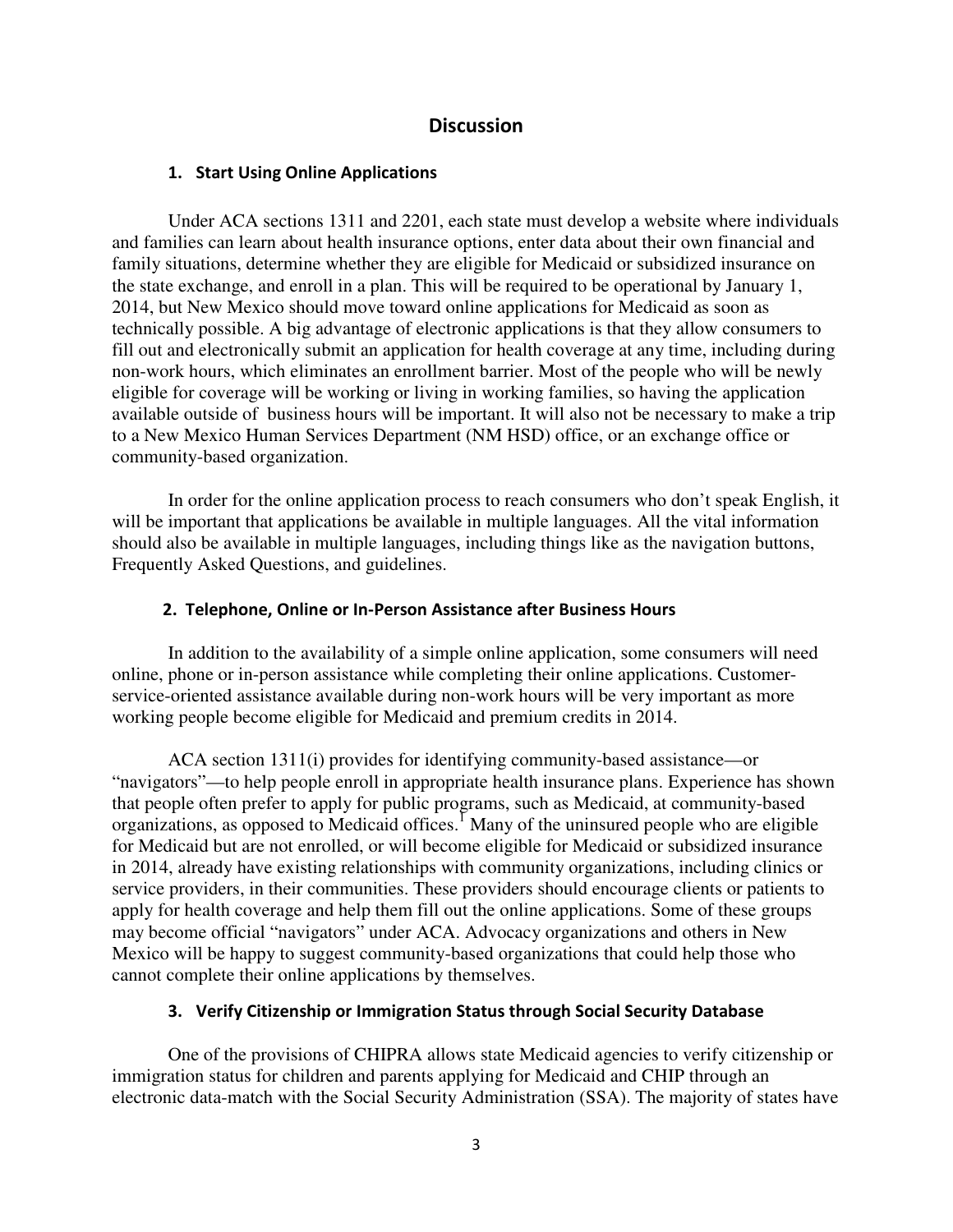## Discussion

### 1. Start Using Online Applications

Under ACA sections 1311 and 2201, each state must develop a website where individuals and families can learn about health insurance options, enter data about their own financial and family situations, determine whether they are eligible for Medicaid or subsidized insurance on the state exchange, and enroll in a plan. This will be required to be operational by January 1, 2014, but New Mexico should move toward online applications for Medicaid as soon as technically possible. A big advantage of electronic applications is that they allow consumers to fill out and electronically submit an application for health coverage at any time, including during non-work hours, which eliminates an enrollment barrier. Most of the people who will be newly eligible for coverage will be working or living in working families, so having the application available outside of business hours will be important. It will also not be necessary to make a trip to a New Mexico Human Services Department (NM HSD) office, or an exchange office or community-based organization.

In order for the online application process to reach consumers who don't speak English, it will be important that applications be available in multiple languages. All the vital information should also be available in multiple languages, including things like as the navigation buttons, Frequently Asked Questions, and guidelines.

### 2. Telephone, Online or In-Person Assistance after Business Hours

In addition to the availability of a simple online application, some consumers will need online, phone or in-person assistance while completing their online applications. Customer-service-oriented assistance available during non-work hours will be very important as more working people become eligible for Medicaid and premium credits in 2014.

ACA section 1311(i) provides for identifying community-based assistance—or "navigators"—to help people enroll in appropriate health insurance plans. Experience has shown that people often prefer to apply for public programs, such as Medicaid, at community-based organizations, as opposed to Medicaid offices.[1] Many of the uninsured people who are eligible for Medicaid but are not enrolled, or will become eligible for Medicaid or subsidized insurance in 2014, already have existing relationships with community organizations, including clinics or service providers, in their communities. These providers should encourage clients or patients to apply for health coverage and help them fill out the online applications. Some of these groups may become official "navigators" under ACA. Advocacy organizations and others in New Mexico will be happy to suggest community-based organizations that could help those who cannot complete their online applications by themselves.

### 3. Verify Citizenship or Immigration Status through Social Security Database

One of the provisions of CHIPRA allows state Medicaid agencies to verify citizenship or immigration status for children and parents applying for Medicaid and CHIP through an electronic data-match with the Social Security Administration (SSA). The majority of states have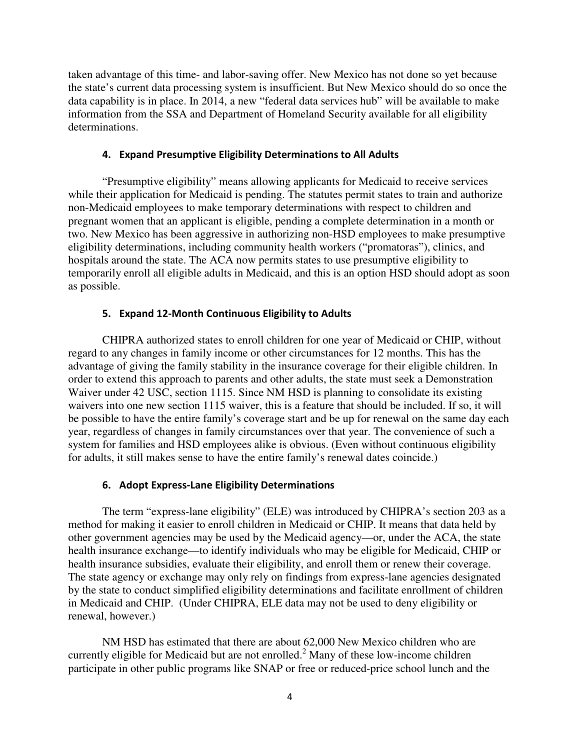taken advantage of this time- and labor-saving offer. New Mexico has not done so yet because the state's current data processing system is insufficient. But New Mexico should do so once the data capability is in place. In 2014, a new "federal data services hub" will be available to make information from the SSA and Department of Homeland Security available for all eligibility determinations.

### 4. Expand Presumptive Eligibility Determinations to All Adults

"Presumptive eligibility" means allowing applicants for Medicaid to receive services while their application for Medicaid is pending. The statutes permit states to train and authorize non-Medicaid employees to make temporary determinations with respect to children and pregnant women that an applicant is eligible, pending a complete determination in a month or two. New Mexico has been aggressive in authorizing non-HSD employees to make presumptive eligibility determinations, including community health workers ("promatoras"), clinics, and hospitals around the state. The ACA now permits states to use presumptive eligibility to temporarily enroll all eligible adults in Medicaid, and this is an option HSD should adopt as soon as possible.

### 5. Expand 12-Month Continuous Eligibility to Adults

CHIPRA authorized states to enroll children for one year of Medicaid or CHIP, without regard to any changes in family income or other circumstances for 12 months. This has the advantage of giving the family stability in the insurance coverage for their eligible children. In order to extend this approach to parents and other adults, the state must seek a Demonstration Waiver under 42 USC, section 1115. Since NM HSD is planning to consolidate its existing waivers into one new section 1115 waiver, this is a feature that should be included. If so, it will be possible to have the entire family's coverage start and be up for renewal on the same day each year, regardless of changes in family circumstances over that year. The convenience of such a system for families and HSD employees alike is obvious. (Even without continuous eligibility for adults, it still makes sense to have the entire family's renewal dates coincide.)

### 6. Adopt Express-Lane Eligibility Determinations

The term "express-lane eligibility" (ELE) was introduced by CHIPRA's section 203 as a method for making it easier to enroll children in Medicaid or CHIP. It means that data held by other government agencies may be used by the Medicaid agency—or, under the ACA, the state health insurance exchange—to identify individuals who may be eligible for Medicaid, CHIP or health insurance subsidies, evaluate their eligibility, and enroll them or renew their coverage. The state agency or exchange may only rely on findings from express-lane agencies designated by the state to conduct simplified eligibility determinations and facilitate enrollment of children in Medicaid and CHIP. (Under CHIPRA, ELE data may not be used to deny eligibility or renewal, however.)

NM HSD has estimated that there are about 62,000 New Mexico children who are currently eligible for Medicaid but are not enrolled.[2] Many of these low-income children participate in other public programs like SNAP or free or reduced-price school lunch and the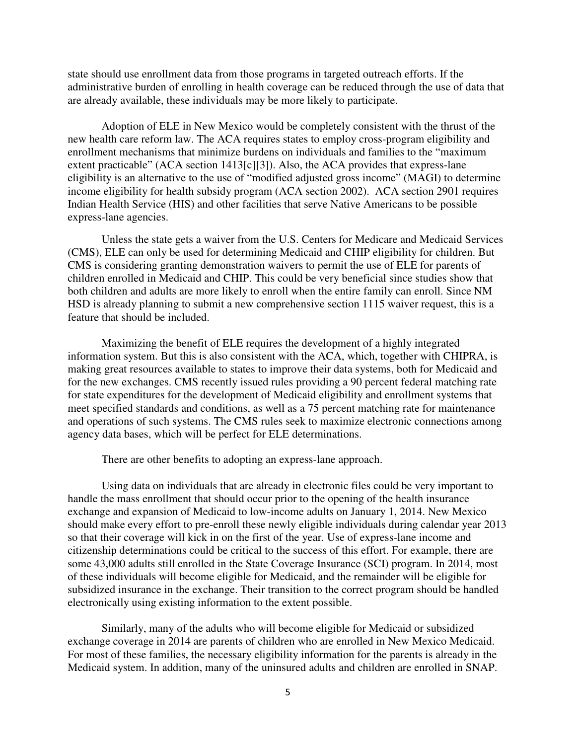state should use enrollment data from those programs in targeted outreach efforts. If the administrative burden of enrolling in health coverage can be reduced through the use of data that are already available, these individuals may be more likely to participate.

Adoption of ELE in New Mexico would be completely consistent with the thrust of the new health care reform law. The ACA requires states to employ cross-program eligibility and enrollment mechanisms that minimize burdens on individuals and families to the "maximum extent practicable" (ACA section 1413[c][3]). Also, the ACA provides that express-lane eligibility is an alternative to the use of "modified adjusted gross income" (MAGI) to determine income eligibility for health subsidy program (ACA section 2002). ACA section 2901 requires Indian Health Service (HIS) and other facilities that serve Native Americans to be possible express-lane agencies.

Unless the state gets a waiver from the U.S. Centers for Medicare and Medicaid Services (CMS), ELE can only be used for determining Medicaid and CHIP eligibility for children. But CMS is considering granting demonstration waivers to permit the use of ELE for parents of children enrolled in Medicaid and CHIP. This could be very beneficial since studies show that both children and adults are more likely to enroll when the entire family can enroll. Since NM HSD is already planning to submit a new comprehensive section 1115 waiver request, this is a feature that should be included.

Maximizing the benefit of ELE requires the development of a highly integrated information system. But this is also consistent with the ACA, which, together with CHIPRA, is making great resources available to states to improve their data systems, both for Medicaid and for the new exchanges. CMS recently issued rules providing a 90 percent federal matching rate for state expenditures for the development of Medicaid eligibility and enrollment systems that meet specified standards and conditions, as well as a 75 percent matching rate for maintenance and operations of such systems. The CMS rules seek to maximize electronic connections among agency data bases, which will be perfect for ELE determinations.

There are other benefits to adopting an express-lane approach.

Using data on individuals that are already in electronic files could be very important to handle the mass enrollment that should occur prior to the opening of the health insurance exchange and expansion of Medicaid to low-income adults on January 1, 2014. New Mexico should make every effort to pre-enroll these newly eligible individuals during calendar year 2013 so that their coverage will kick in on the first of the year. Use of express-lane income and citizenship determinations could be critical to the success of this effort. For example, there are some 43,000 adults still enrolled in the State Coverage Insurance (SCI) program. In 2014, most of these individuals will become eligible for Medicaid, and the remainder will be eligible for subsidized insurance in the exchange. Their transition to the correct program should be handled electronically using existing information to the extent possible.

Similarly, many of the adults who will become eligible for Medicaid or subsidized exchange coverage in 2014 are parents of children who are enrolled in New Mexico Medicaid. For most of these families, the necessary eligibility information for the parents is already in the Medicaid system. In addition, many of the uninsured adults and children are enrolled in SNAP.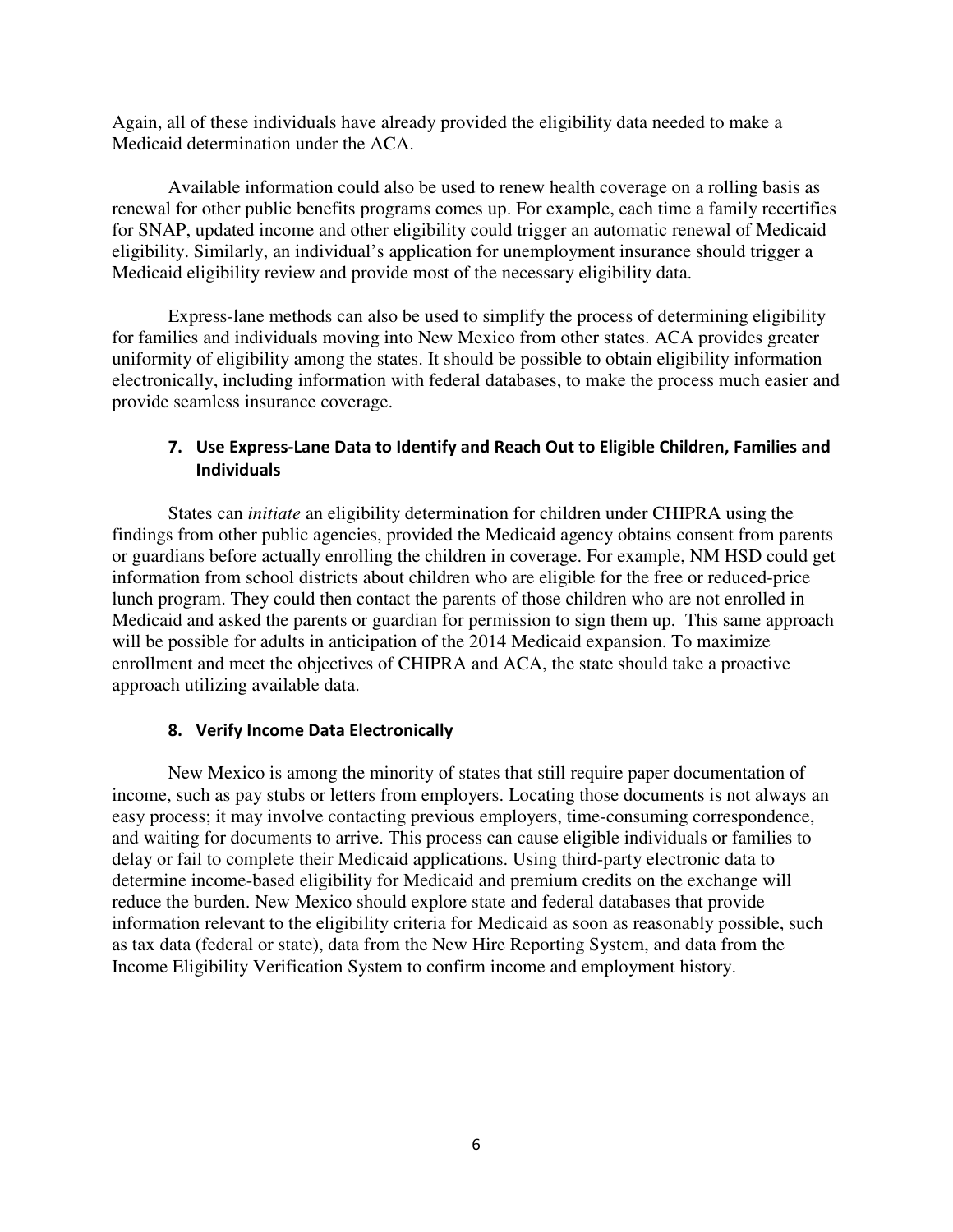Again, all of these individuals have already provided the eligibility data needed to make a Medicaid determination under the ACA.

Available information could also be used to renew health coverage on a rolling basis as renewal for other public benefits programs comes up. For example, each time a family recertifies for SNAP, updated income and other eligibility could trigger an automatic renewal of Medicaid eligibility. Similarly, an individual's application for unemployment insurance should trigger a Medicaid eligibility review and provide most of the necessary eligibility data.

Express-lane methods can also be used to simplify the process of determining eligibility for families and individuals moving into New Mexico from other states. ACA provides greater uniformity of eligibility among the states. It should be possible to obtain eligibility information electronically, including information with federal databases, to make the process much easier and provide seamless insurance coverage.

### 7. Use Express-Lane Data to Identify and Reach Out to Eligible Children, Families and Individuals

States can *initiate* an eligibility determination for children under CHIPRA using the findings from other public agencies, provided the Medicaid agency obtains consent from parents or guardians before actually enrolling the children in coverage. For example, NM HSD could get information from school districts about children who are eligible for the free or reduced-price lunch program. They could then contact the parents of those children who are not enrolled in Medicaid and asked the parents or guardian for permission to sign them up. This same approach will be possible for adults in anticipation of the 2014 Medicaid expansion. To maximize enrollment and meet the objectives of CHIPRA and ACA, the state should take a proactive approach utilizing available data.

### 8. Verify Income Data Electronically

New Mexico is among the minority of states that still require paper documentation of income, such as pay stubs or letters from employers. Locating those documents is not always an easy process; it may involve contacting previous employers, time-consuming correspondence, and waiting for documents to arrive. This process can cause eligible individuals or families to delay or fail to complete their Medicaid applications. Using third-party electronic data to determine income-based eligibility for Medicaid and premium credits on the exchange will reduce the burden. New Mexico should explore state and federal databases that provide information relevant to the eligibility criteria for Medicaid as soon as reasonably possible, such as tax data (federal or state), data from the New Hire Reporting System, and data from the Income Eligibility Verification System to confirm income and employment history.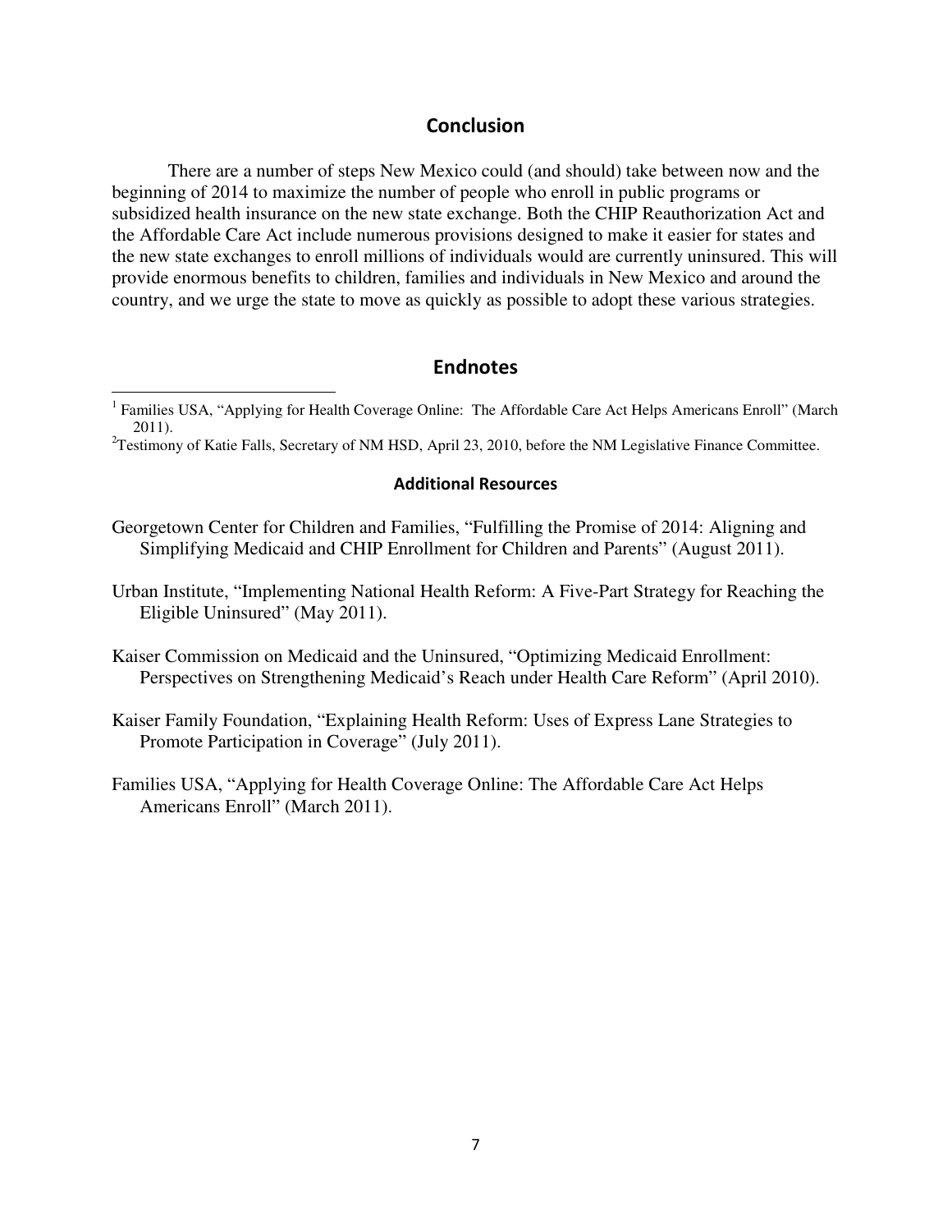## Conclusion

There are a number of steps New Mexico could (and should) take between now and the beginning of 2014 to maximize the number of people who enroll in public programs or subsidized health insurance on the new state exchange. Both the CHIP Reauthorization Act and the Affordable Care Act include numerous provisions designed to make it easier for states and the new state exchanges to enroll millions of individuals would are currently uninsured. This will provide enormous benefits to children, families and individuals in New Mexico and around the country, and we urge the state to move as quickly as possible to adopt these various strategies.

## Endnotes

[1] Families USA, "Applying for Health Coverage Online: The Affordable Care Act Helps Americans Enroll" (March 2011).

[2] Testimony of Katie Falls, Secretary of NM HSD, April 23, 2010, before the NM Legislative Finance Committee.

### Additional Resources

Georgetown Center for Children and Families, "Fulfilling the Promise of 2014: Aligning and Simplifying Medicaid and CHIP Enrollment for Children and Parents" (August 2011).

Urban Institute, "Implementing National Health Reform: A Five-Part Strategy for Reaching the Eligible Uninsured" (May 2011).

Kaiser Commission on Medicaid and the Uninsured, "Optimizing Medicaid Enrollment: Perspectives on Strengthening Medicaid's Reach under Health Care Reform" (April 2010).

Kaiser Family Foundation, "Explaining Health Reform: Uses of Express Lane Strategies to Promote Participation in Coverage" (July 2011).

Families USA, "Applying for Health Coverage Online: The Affordable Care Act Helps Americans Enroll" (March 2011).